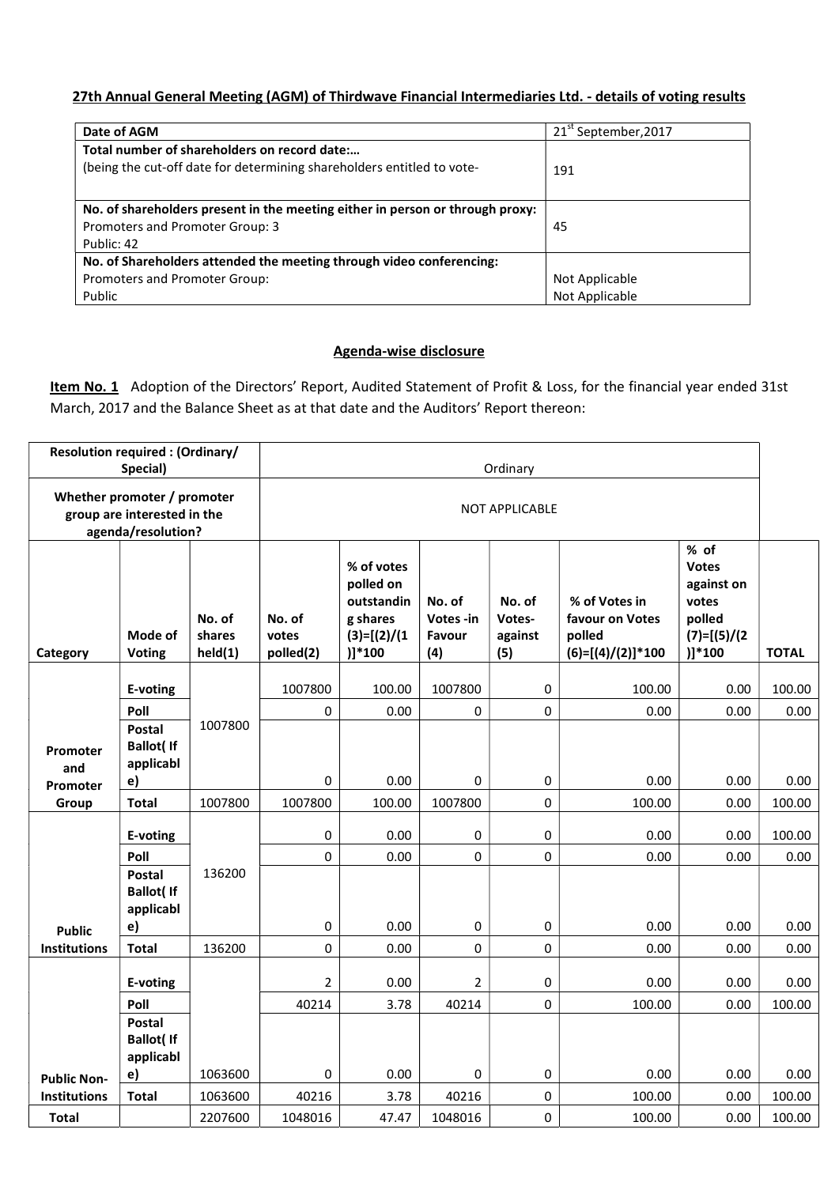## 27th Annual General Meeting (AGM) of Thirdwave Financial Intermediaries Ltd. - details of voting results

| Date of AGM | 21st September,2017 |
|---|---|
| **Total number of shareholders on record date:…**<br>(being the cut-off date for determining shareholders entitled to vote- | 191 |
| **No. of shareholders present in the meeting either in person or through proxy:**<br>Promoters and Promoter Group: 3<br>Public: 42 | 45 |
| **No. of Shareholders attended the meeting through video conferencing:**<br>Promoters and Promoter Group:<br>Public | Not Applicable<br>Not Applicable |

### Agenda-wise disclosure

**Item No. 1** Adoption of the Directors' Report, Audited Statement of Profit & Loss, for the financial year ended 31st March, 2017 and the Balance Sheet as at that date and the Auditors' Report thereon:

| Resolution required : (Ordinary/ Special) | | Ordinary | | | | | | | |
|---|---|---|---|---|---|---|---|---|---|
| Whether promoter / promoter group are interested in the agenda/resolution? | | NOT APPLICABLE | | | | | | | |
| **Category** | **Mode of Voting** | **No. of shares held(1)** | **No. of votes polled(2)** | **% of votes polled on outstanding shares (3)=[(2)/(1)]*100** | **No. of Votes -in Favour (4)** | **No. of Votes- against (5)** | **% of Votes in favour on Votes polled (6)=[(4)/(2)]*100** | **% of Votes against on votes polled (7)=[(5)/(2)]*100** | **TOTAL** |
| Promoter and Promoter Group | E-voting | 1007800 | 1007800 | 100.00 | 1007800 | 0 | 100.00 | 0.00 | 100.00 |
| | Poll | | 0 | 0.00 | 0 | 0 | 0.00 | 0.00 | 0.00 |
| | Postal Ballot( If applicable) | | 0 | 0.00 | 0 | 0 | 0.00 | 0.00 | 0.00 |
| | Total | 1007800 | 1007800 | 100.00 | 1007800 | 0 | 100.00 | 0.00 | 100.00 |
| Public Institutions | E-voting | 136200 | 0 | 0.00 | 0 | 0 | 0.00 | 0.00 | 100.00 |
| | Poll | | 0 | 0.00 | 0 | 0 | 0.00 | 0.00 | 0.00 |
| | Postal Ballot( If applicable) | | 0 | 0.00 | 0 | 0 | 0.00 | 0.00 | 0.00 |
| | Total | 136200 | 0 | 0.00 | 0 | 0 | 0.00 | 0.00 | 0.00 |
| Public Non-Institutions | E-voting | | 2 | 0.00 | 2 | 0 | 0.00 | 0.00 | 0.00 |
| | Poll | | 40214 | 3.78 | 40214 | 0 | 100.00 | 0.00 | 100.00 |
| | Postal Ballot( If applicable) | 1063600 | 0 | 0.00 | 0 | 0 | 0.00 | 0.00 | 0.00 |
| | Total | 1063600 | 40216 | 3.78 | 40216 | 0 | 100.00 | 0.00 | 100.00 |
| **Total** | | 2207600 | 1048016 | 47.47 | 1048016 | 0 | 100.00 | 0.00 | 100.00 |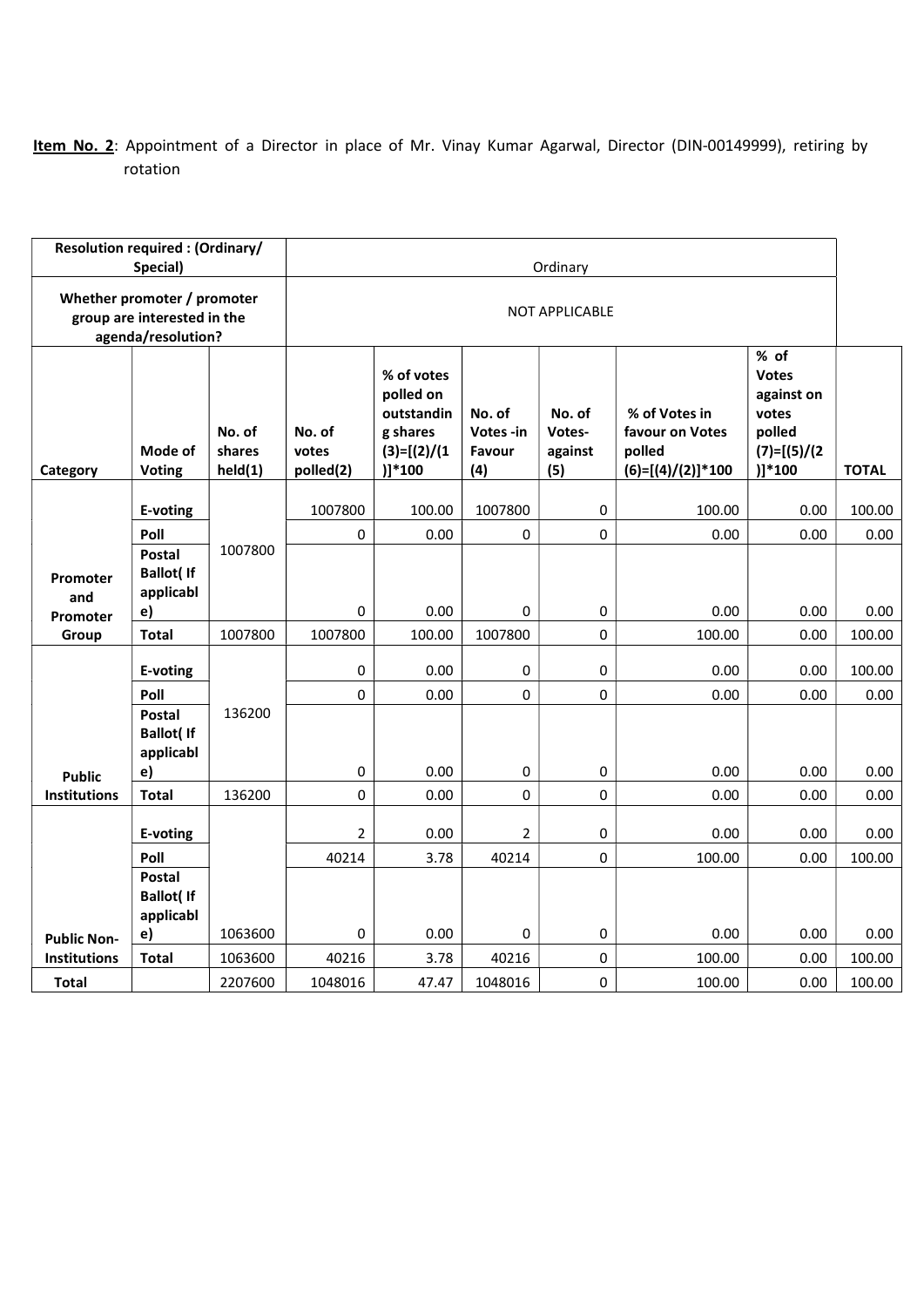**Item No. 2**: Appointment of a Director in place of Mr. Vinay Kumar Agarwal, Director (DIN-00149999), retiring by rotation

| Resolution required : (Ordinary/ Special) | Ordinary |
|---|---|
| Whether promoter / promoter group are interested in the agenda/resolution? | NOT APPLICABLE |

| Category | Mode of Voting | No. of shares held(1) | No. of votes polled(2) | % of votes polled on outstanding shares (3)=[(2)/(1)]*100 | No. of Votes -in Favour (4) | No. of Votes-against (5) | % of Votes in favour on Votes polled (6)=[(4)/(2)]*100 | % of Votes against on votes polled (7)=[(5)/(2)]*100 | TOTAL |
|---|---|---|---|---|---|---|---|---|---|
| Promoter and Promoter Group | E-voting | 1007800 | 1007800 | 100.00 | 1007800 | 0 | 100.00 | 0.00 | 100.00 |
| | Poll | | 0 | 0.00 | 0 | 0 | 0.00 | 0.00 | 0.00 |
| | Postal Ballot( If applicable) | | 0 | 0.00 | 0 | 0 | 0.00 | 0.00 | 0.00 |
| | Total | 1007800 | 1007800 | 100.00 | 1007800 | 0 | 100.00 | 0.00 | 100.00 |
| Public Institutions | E-voting | 136200 | 0 | 0.00 | 0 | 0 | 0.00 | 0.00 | 100.00 |
| | Poll | | 0 | 0.00 | 0 | 0 | 0.00 | 0.00 | 0.00 |
| | Postal Ballot( If applicable) | | 0 | 0.00 | 0 | 0 | 0.00 | 0.00 | 0.00 |
| | Total | 136200 | 0 | 0.00 | 0 | 0 | 0.00 | 0.00 | 0.00 |
| Public Non-Institutions | E-voting | 1063600 | 2 | 0.00 | 2 | 0 | 0.00 | 0.00 | 0.00 |
| | Poll | | 40214 | 3.78 | 40214 | 0 | 100.00 | 0.00 | 100.00 |
| | Postal Ballot( If applicable) | | 0 | 0.00 | 0 | 0 | 0.00 | 0.00 | 0.00 |
| | Total | 1063600 | 40216 | 3.78 | 40216 | 0 | 100.00 | 0.00 | 100.00 |
| Total | | 2207600 | 1048016 | 47.47 | 1048016 | 0 | 100.00 | 0.00 | 100.00 |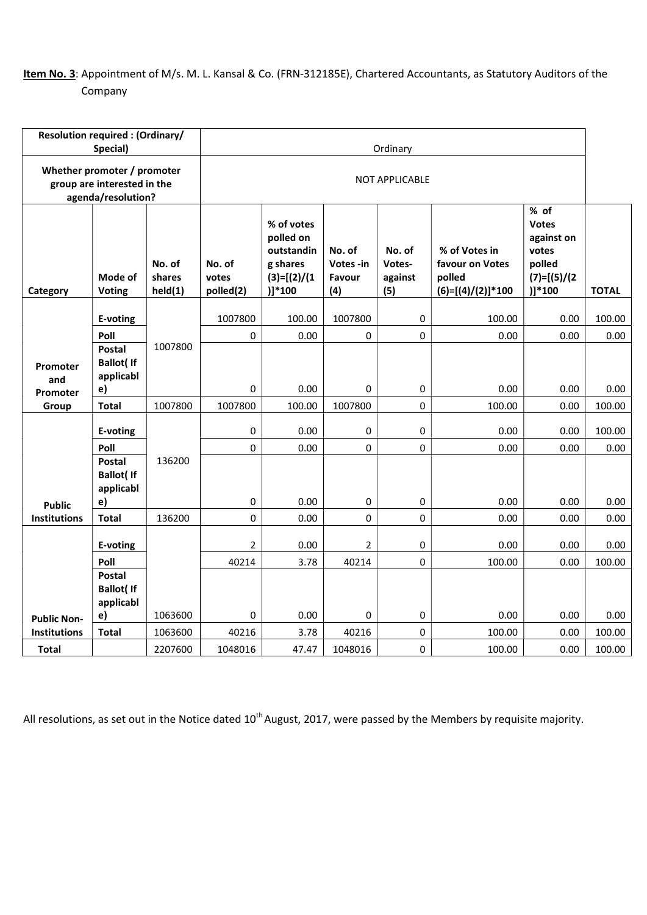**Item No. 3**: Appointment of M/s. M. L. Kansal & Co. (FRN-312185E), Chartered Accountants, as Statutory Auditors of the Company

| Resolution required : (Ordinary/ Special) | | | Ordinary | | | | | | |
|---|---|---|---|---|---|---|---|---|---|
| Whether promoter / promoter group are interested in the agenda/resolution? | | | NOT APPLICABLE | | | | | | |
| Category | Mode of Voting | No. of shares held(1) | No. of votes polled(2) | % of votes polled on outstanding shares (3)=[(2)/(1)]*100 | No. of Votes -in Favour (4) | No. of Votes-against (5) | % of Votes in favour on Votes polled (6)=[(4)/(2)]*100 | % of Votes against on votes polled (7)=[(5)/(2)]*100 | TOTAL |
| Promoter and Promoter Group | E-voting | 1007800 | 1007800 | 100.00 | 1007800 | 0 | 100.00 | 0.00 | 100.00 |
| | Poll | | 0 | 0.00 | 0 | 0 | 0.00 | 0.00 | 0.00 |
| | Postal Ballot( If applicable) | | 0 | 0.00 | 0 | 0 | 0.00 | 0.00 | 0.00 |
| | Total | 1007800 | 1007800 | 100.00 | 1007800 | 0 | 100.00 | 0.00 | 100.00 |
| Public Institutions | E-voting | 136200 | 0 | 0.00 | 0 | 0 | 0.00 | 0.00 | 100.00 |
| | Poll | | 0 | 0.00 | 0 | 0 | 0.00 | 0.00 | 0.00 |
| | Postal Ballot( If applicable) | | 0 | 0.00 | 0 | 0 | 0.00 | 0.00 | 0.00 |
| | Total | 136200 | 0 | 0.00 | 0 | 0 | 0.00 | 0.00 | 0.00 |
| Public Non-Institutions | E-voting | 1063600 | 2 | 0.00 | 2 | 0 | 0.00 | 0.00 | 0.00 |
| | Poll | | 40214 | 3.78 | 40214 | 0 | 100.00 | 0.00 | 100.00 |
| | Postal Ballot( If applicable) | | 0 | 0.00 | 0 | 0 | 0.00 | 0.00 | 0.00 |
| | Total | 1063600 | 40216 | 3.78 | 40216 | 0 | 100.00 | 0.00 | 100.00 |
| Total | | 2207600 | 1048016 | 47.47 | 1048016 | 0 | 100.00 | 0.00 | 100.00 |

All resolutions, as set out in the Notice dated 10th August, 2017, were passed by the Members by requisite majority.